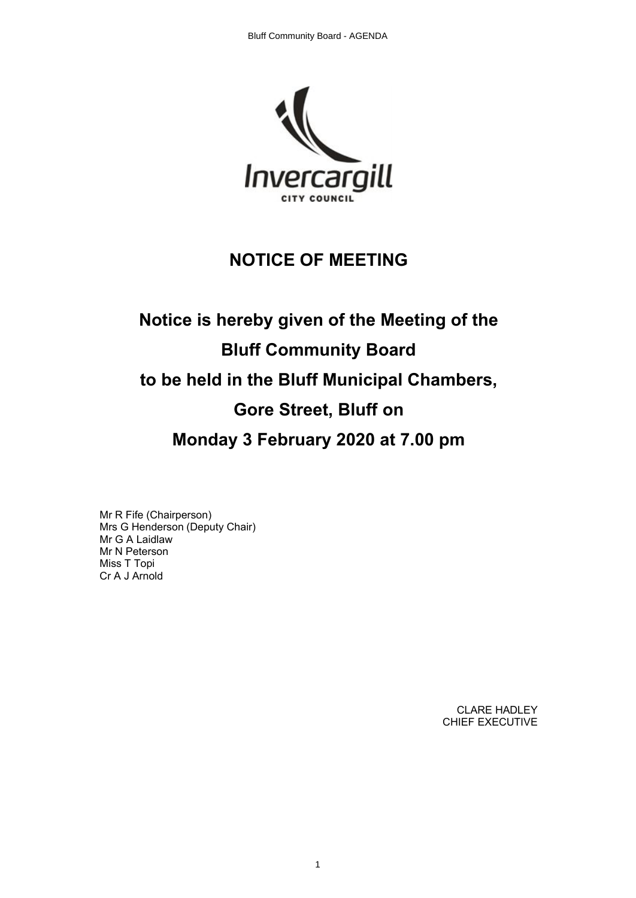Invercargill

CITY COUNCIL

# NOTICE OF MEETING

## Notice is hereby given of the Meeting of the Bluff Community Board to be held in the Bluff Municipal Chambers, Gore Street, Bluff on Monday 3 February 2020 at 7.00 pm

Mr R Fife (Chairperson)
Mrs G Henderson (Deputy Chair)
Mr G A Laidlaw
Mr N Peterson
Miss T Topi
Cr A J Arnold

CLARE HADLEY
CHIEF EXECUTIVE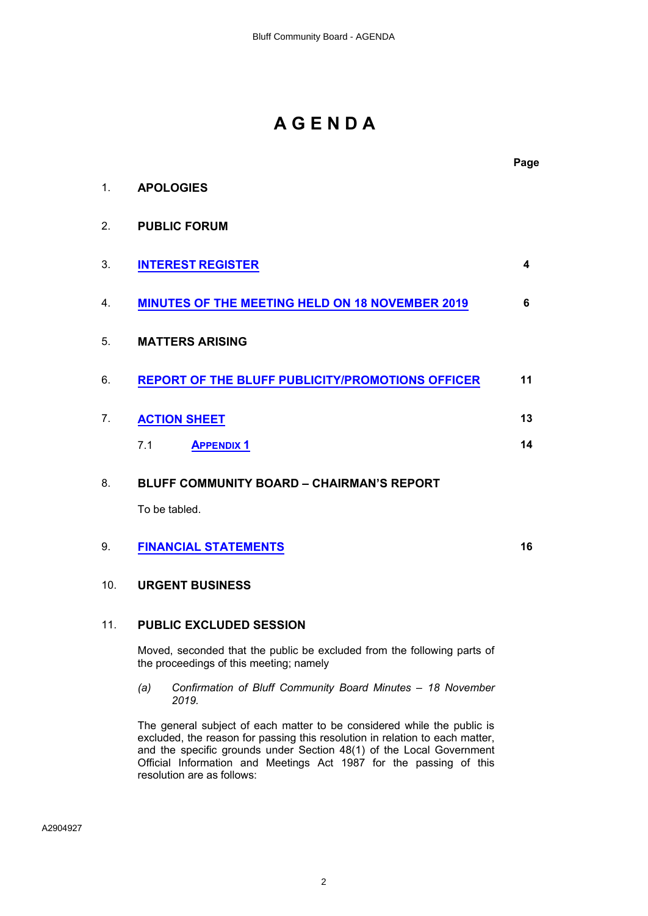# AGENDA

| | | Page |
|---|---|---|
| 1. | **APOLOGIES** | |
| 2. | **PUBLIC FORUM** | |
| 3. | **INTEREST REGISTER** | **4** |
| 4. | **MINUTES OF THE MEETING HELD ON 18 NOVEMBER 2019** | **6** |
| 5. | **MATTERS ARISING** | |
| 6. | **REPORT OF THE BLUFF PUBLICITY/PROMOTIONS OFFICER** | **11** |
| 7. | **ACTION SHEET** | **13** |
| | 7.1 **APPENDIX 1** | **14** |
| 8. | **BLUFF COMMUNITY BOARD – CHAIRMAN'S REPORT** | |
| | To be tabled. | |
| 9. | **FINANCIAL STATEMENTS** | **16** |
| 10. | **URGENT BUSINESS** | |
| 11. | **PUBLIC EXCLUDED SESSION** | |

Moved, seconded that the public be excluded from the following parts of the proceedings of this meeting; namely

*(a) Confirmation of Bluff Community Board Minutes – 18 November 2019.*

The general subject of each matter to be considered while the public is excluded, the reason for passing this resolution in relation to each matter, and the specific grounds under Section 48(1) of the Local Government Official Information and Meetings Act 1987 for the passing of this resolution are as follows:

A2904927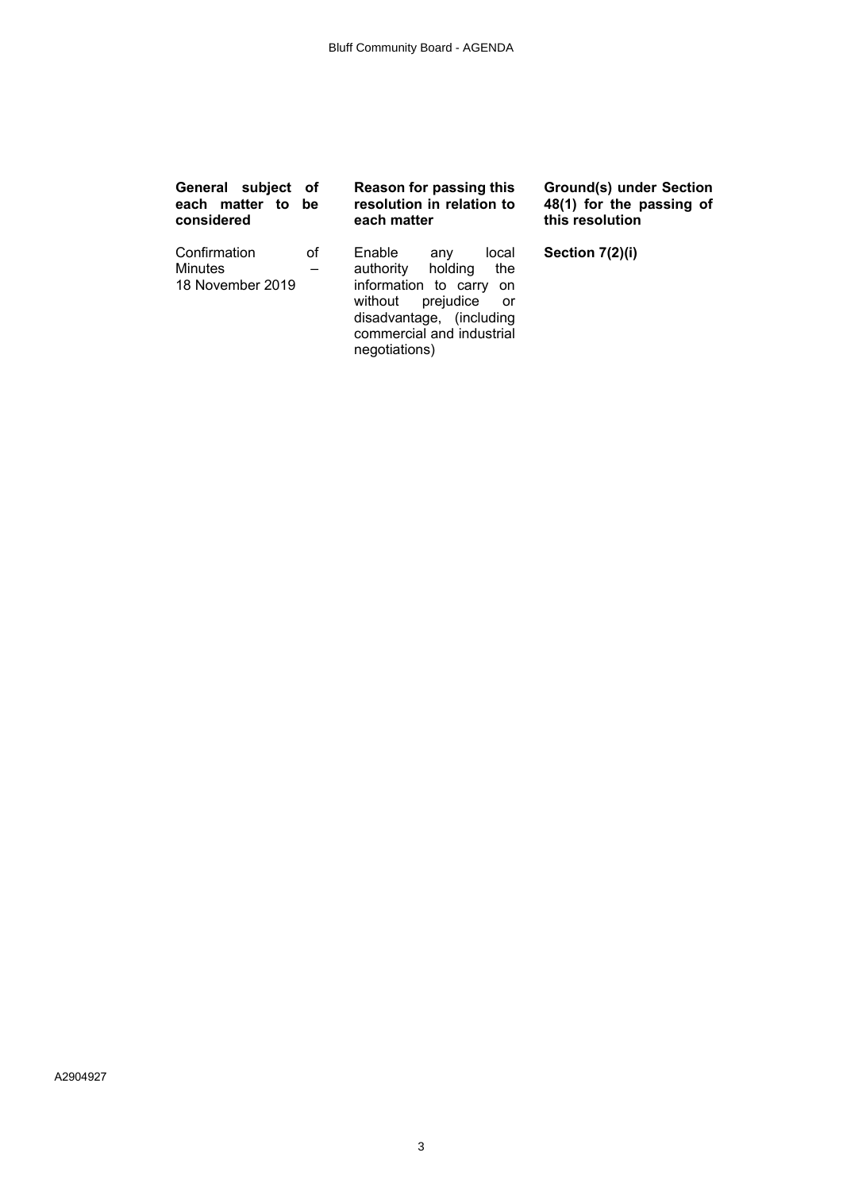| General subject of each matter to be considered | Reason for passing this resolution in relation to each matter | Ground(s) under Section 48(1) for the passing of this resolution |
| --- | --- | --- |
| Confirmation of Minutes – 18 November 2019 | Enable any local authority holding the information to carry on without prejudice or disadvantage, (including commercial and industrial negotiations) | **Section 7(2)(i)** |

A2904927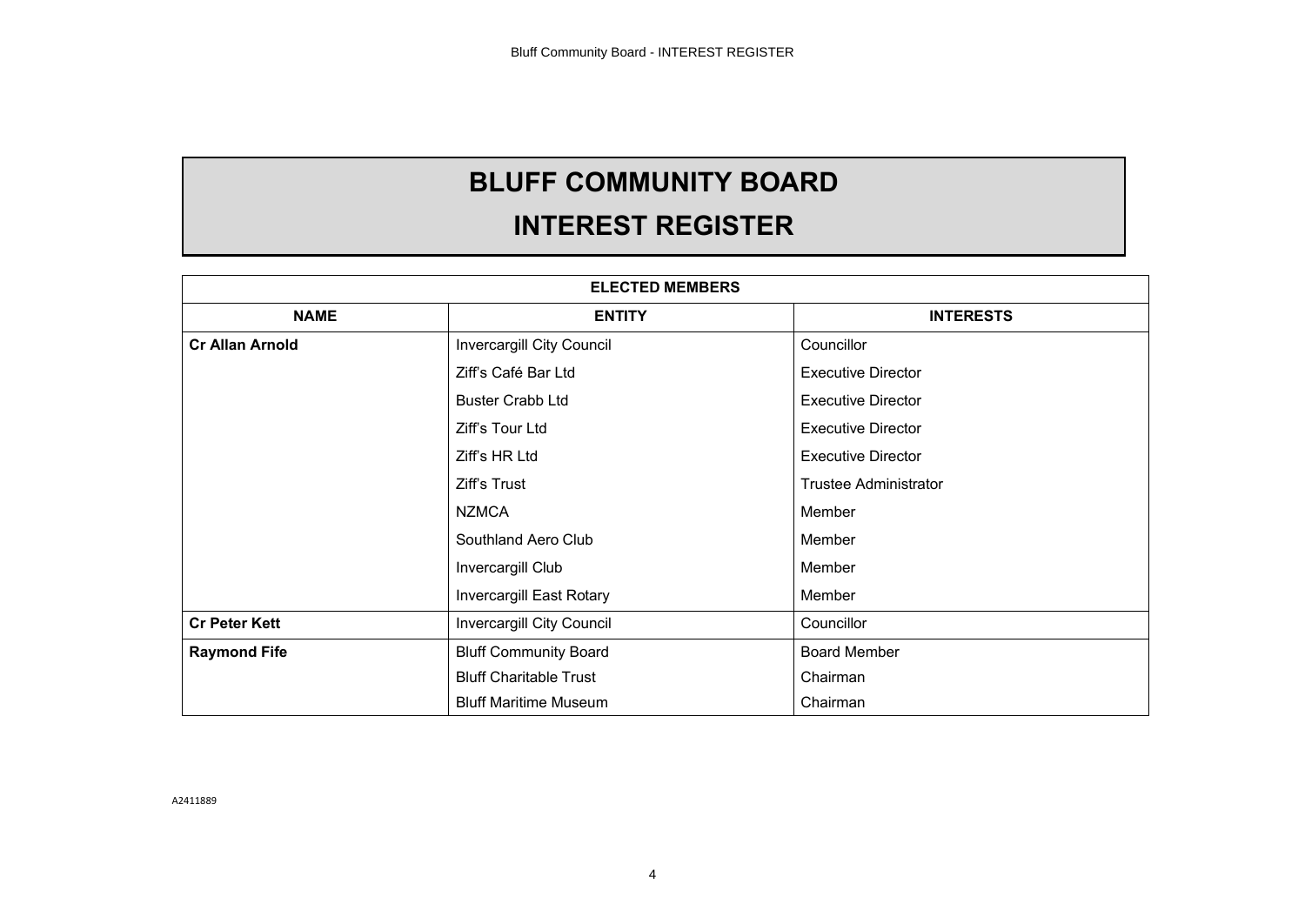# BLUFF COMMUNITY BOARD
## INTEREST REGISTER

| ELECTED MEMBERS | | |
|---|---|---|
| **NAME** | **ENTITY** | **INTERESTS** |
| **Cr Allan Arnold** | Invercargill City Council | Councillor |
| | Ziff's Café Bar Ltd | Executive Director |
| | Buster Crabb Ltd | Executive Director |
| | Ziff's Tour Ltd | Executive Director |
| | Ziff's HR Ltd | Executive Director |
| | Ziff's Trust | Trustee Administrator |
| | NZMCA | Member |
| | Southland Aero Club | Member |
| | Invercargill Club | Member |
| | Invercargill East Rotary | Member |
| **Cr Peter Kett** | Invercargill City Council | Councillor |
| **Raymond Fife** | Bluff Community Board | Board Member |
| | Bluff Charitable Trust | Chairman |
| | Bluff Maritime Museum | Chairman |

A2411889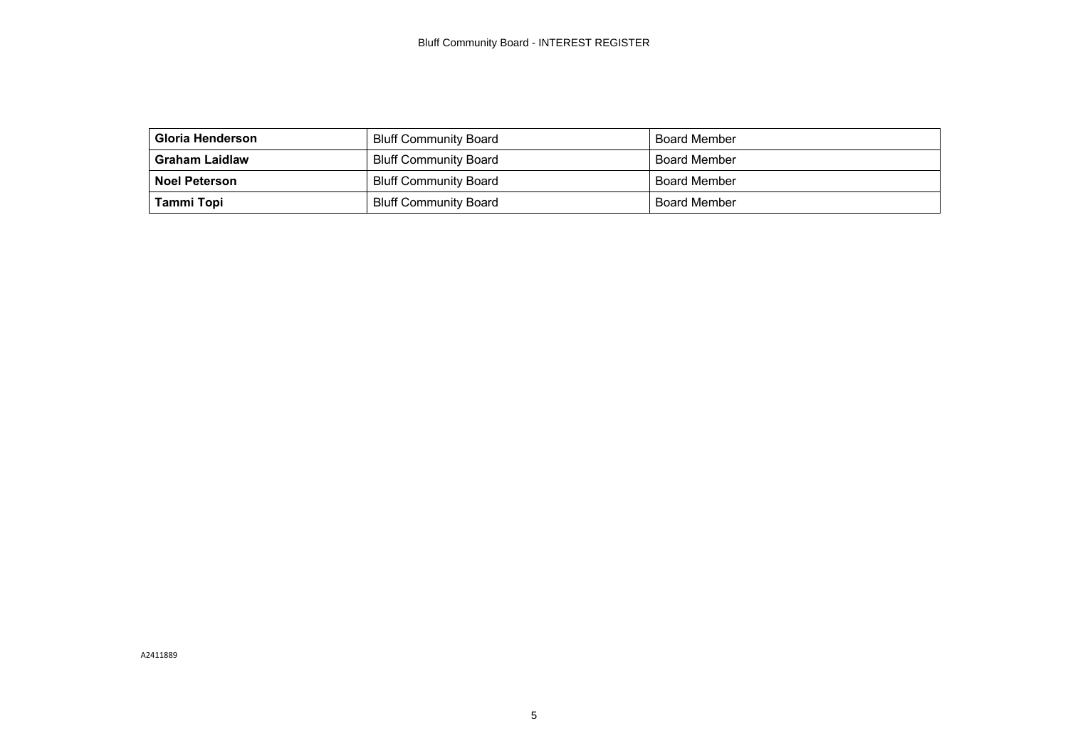Bluff Community Board - INTEREST REGISTER

| | | |
|---|---|---|
| **Gloria Henderson** | Bluff Community Board | Board Member |
| **Graham Laidlaw** | Bluff Community Board | Board Member |
| **Noel Peterson** | Bluff Community Board | Board Member |
| **Tammi Topi** | Bluff Community Board | Board Member |

A2411889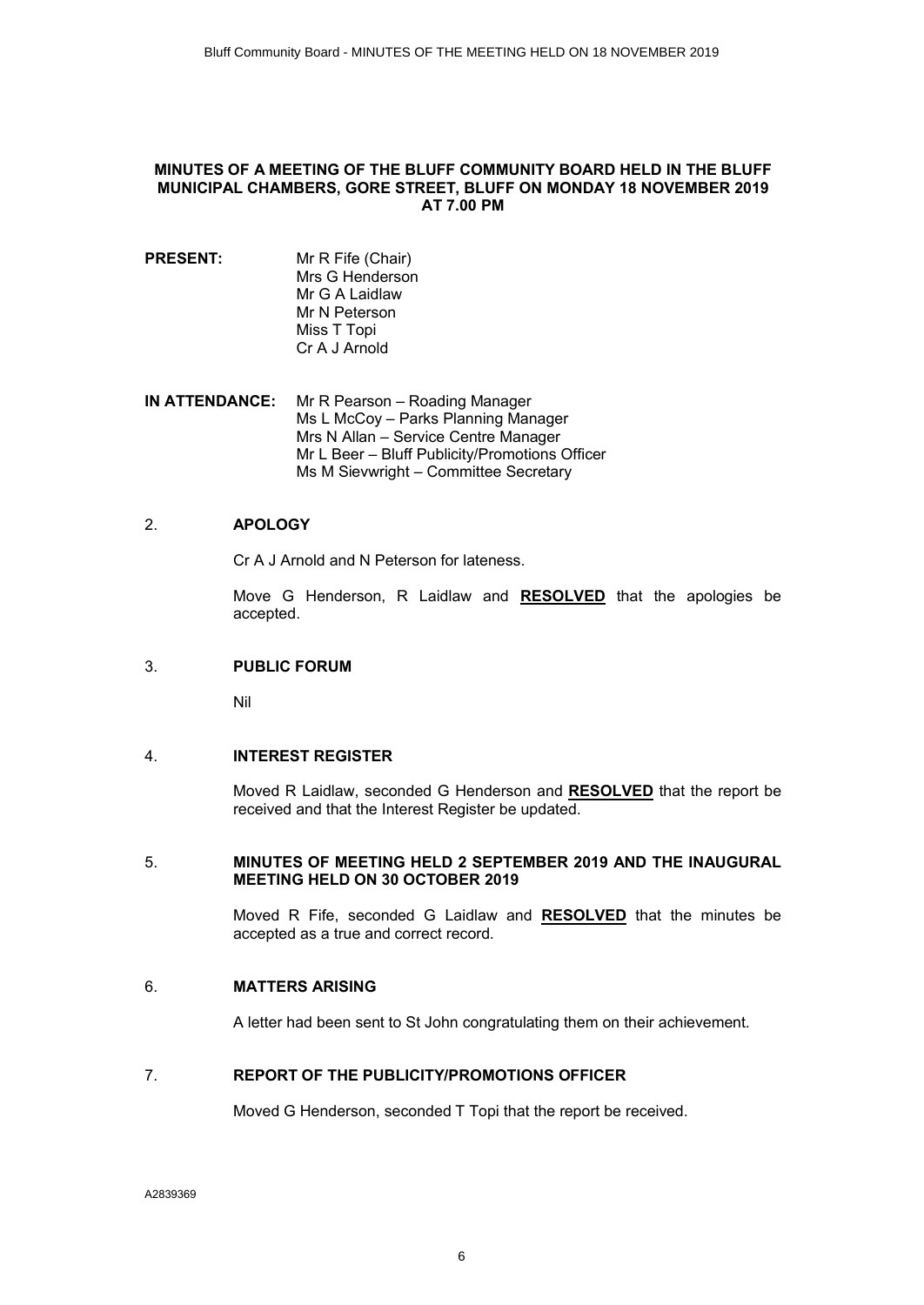**MINUTES OF A MEETING OF THE BLUFF COMMUNITY BOARD HELD IN THE BLUFF MUNICIPAL CHAMBERS, GORE STREET, BLUFF ON MONDAY 18 NOVEMBER 2019 AT 7.00 PM**

**PRESENT:** Mr R Fife (Chair)
Mrs G Henderson
Mr G A Laidlaw
Mr N Peterson
Miss T Topi
Cr A J Arnold

**IN ATTENDANCE:** Mr R Pearson – Roading Manager
Ms L McCoy – Parks Planning Manager
Mrs N Allan – Service Centre Manager
Mr L Beer – Bluff Publicity/Promotions Officer
Ms M Sievwright – Committee Secretary

## 2. APOLOGY

Cr A J Arnold and N Peterson for lateness.

Move G Henderson, R Laidlaw and **RESOLVED** that the apologies be accepted.

## 3. PUBLIC FORUM

Nil

## 4. INTEREST REGISTER

Moved R Laidlaw, seconded G Henderson and **RESOLVED** that the report be received and that the Interest Register be updated.

## 5. MINUTES OF MEETING HELD 2 SEPTEMBER 2019 AND THE INAUGURAL MEETING HELD ON 30 OCTOBER 2019

Moved R Fife, seconded G Laidlaw and **RESOLVED** that the minutes be accepted as a true and correct record.

## 6. MATTERS ARISING

A letter had been sent to St John congratulating them on their achievement.

## 7. REPORT OF THE PUBLICITY/PROMOTIONS OFFICER

Moved G Henderson, seconded T Topi that the report be received.

A2839369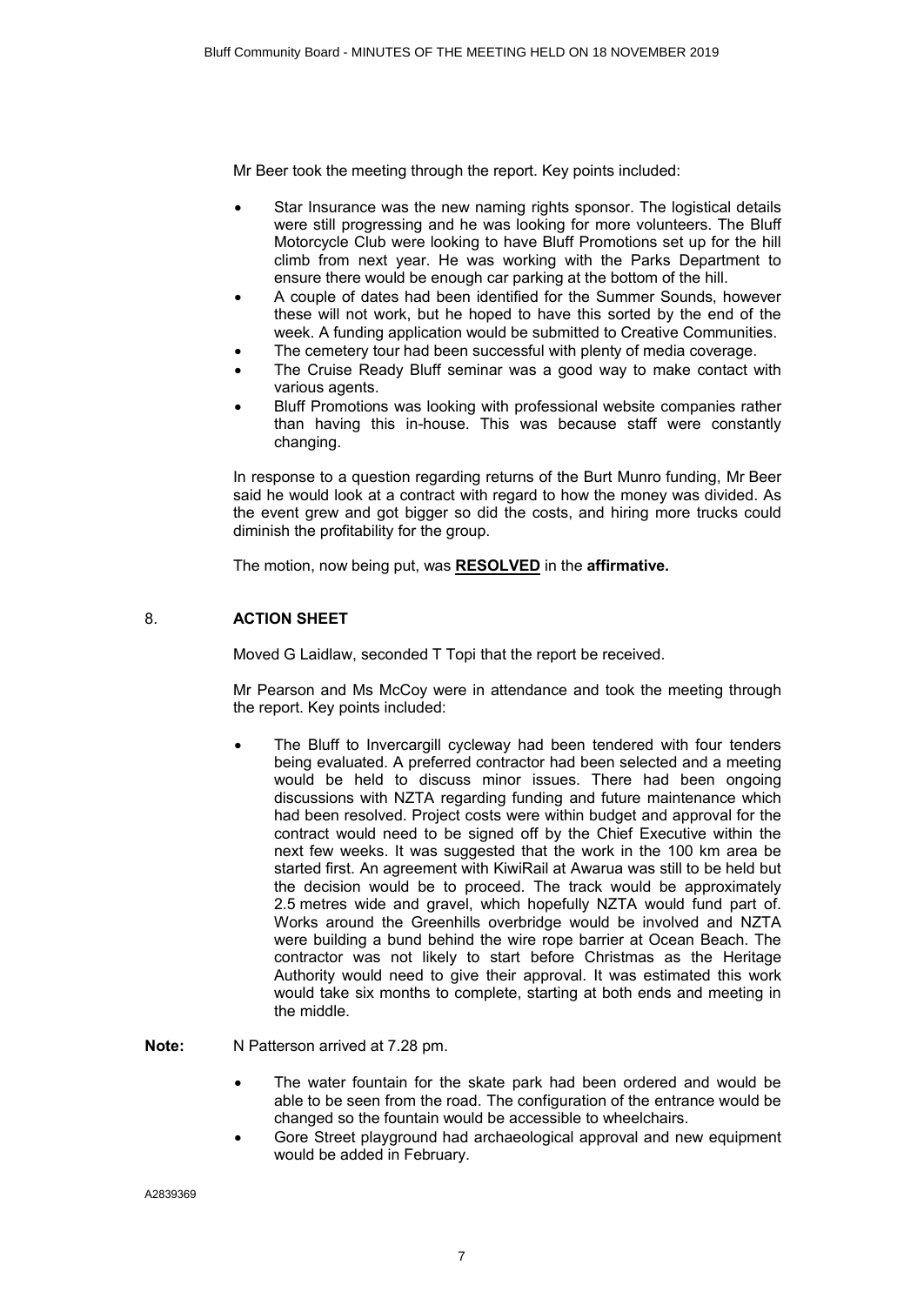Mr Beer took the meeting through the report. Key points included:

- Star Insurance was the new naming rights sponsor. The logistical details were still progressing and he was looking for more volunteers. The Bluff Motorcycle Club were looking to have Bluff Promotions set up for the hill climb from next year. He was working with the Parks Department to ensure there would be enough car parking at the bottom of the hill.
- A couple of dates had been identified for the Summer Sounds, however these will not work, but he hoped to have this sorted by the end of the week. A funding application would be submitted to Creative Communities.
- The cemetery tour had been successful with plenty of media coverage.
- The Cruise Ready Bluff seminar was a good way to make contact with various agents.
- Bluff Promotions was looking with professional website companies rather than having this in-house. This was because staff were constantly changing.

In response to a question regarding returns of the Burt Munro funding, Mr Beer said he would look at a contract with regard to how the money was divided. As the event grew and got bigger so did the costs, and hiring more trucks could diminish the profitability for the group.

The motion, now being put, was **RESOLVED** in the **affirmative.**

## 8. ACTION SHEET

Moved G Laidlaw, seconded T Topi that the report be received.

Mr Pearson and Ms McCoy were in attendance and took the meeting through the report. Key points included:

- The Bluff to Invercargill cycleway had been tendered with four tenders being evaluated. A preferred contractor had been selected and a meeting would be held to discuss minor issues. There had been ongoing discussions with NZTA regarding funding and future maintenance which had been resolved. Project costs were within budget and approval for the contract would need to be signed off by the Chief Executive within the next few weeks. It was suggested that the work in the 100 km area be started first. An agreement with KiwiRail at Awarua was still to be held but the decision would be to proceed. The track would be approximately 2.5 metres wide and gravel, which hopefully NZTA would fund part of. Works around the Greenhills overbridge would be involved and NZTA were building a bund behind the wire rope barrier at Ocean Beach. The contractor was not likely to start before Christmas as the Heritage Authority would need to give their approval. It was estimated this work would take six months to complete, starting at both ends and meeting in the middle.

**Note:** N Patterson arrived at 7.28 pm.

- The water fountain for the skate park had been ordered and would be able to be seen from the road. The configuration of the entrance would be changed so the fountain would be accessible to wheelchairs.
- Gore Street playground had archaeological approval and new equipment would be added in February.

A2839369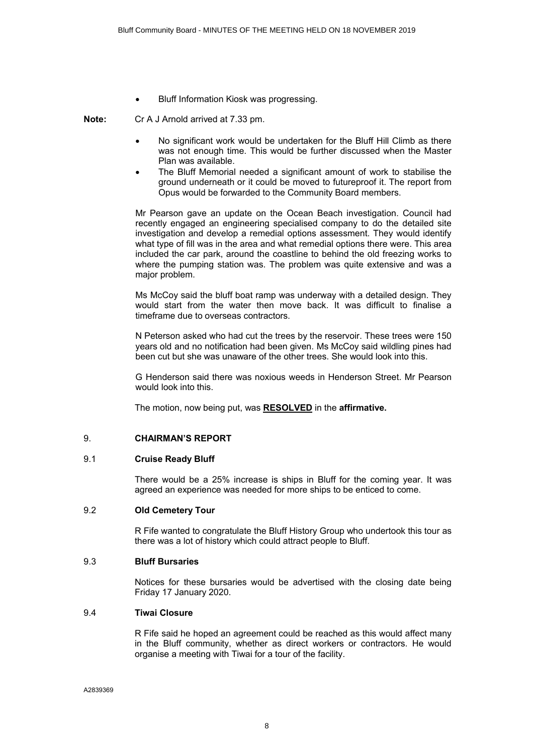- Bluff Information Kiosk was progressing.

**Note:** Cr A J Arnold arrived at 7.33 pm.

- No significant work would be undertaken for the Bluff Hill Climb as there was not enough time. This would be further discussed when the Master Plan was available.
- The Bluff Memorial needed a significant amount of work to stabilise the ground underneath or it could be moved to futureproof it. The report from Opus would be forwarded to the Community Board members.

Mr Pearson gave an update on the Ocean Beach investigation. Council had recently engaged an engineering specialised company to do the detailed site investigation and develop a remedial options assessment. They would identify what type of fill was in the area and what remedial options there were. This area included the car park, around the coastline to behind the old freezing works to where the pumping station was. The problem was quite extensive and was a major problem.

Ms McCoy said the bluff boat ramp was underway with a detailed design. They would start from the water then move back. It was difficult to finalise a timeframe due to overseas contractors.

N Peterson asked who had cut the trees by the reservoir. These trees were 150 years old and no notification had been given. Ms McCoy said wildling pines had been cut but she was unaware of the other trees. She would look into this.

G Henderson said there was noxious weeds in Henderson Street. Mr Pearson would look into this.

The motion, now being put, was **RESOLVED** in the **affirmative.**

## 9. CHAIRMAN'S REPORT

### 9.1 Cruise Ready Bluff

There would be a 25% increase is ships in Bluff for the coming year. It was agreed an experience was needed for more ships to be enticed to come.

### 9.2 Old Cemetery Tour

R Fife wanted to congratulate the Bluff History Group who undertook this tour as there was a lot of history which could attract people to Bluff.

### 9.3 Bluff Bursaries

Notices for these bursaries would be advertised with the closing date being Friday 17 January 2020.

### 9.4 Tiwai Closure

R Fife said he hoped an agreement could be reached as this would affect many in the Bluff community, whether as direct workers or contractors. He would organise a meeting with Tiwai for a tour of the facility.

A2839369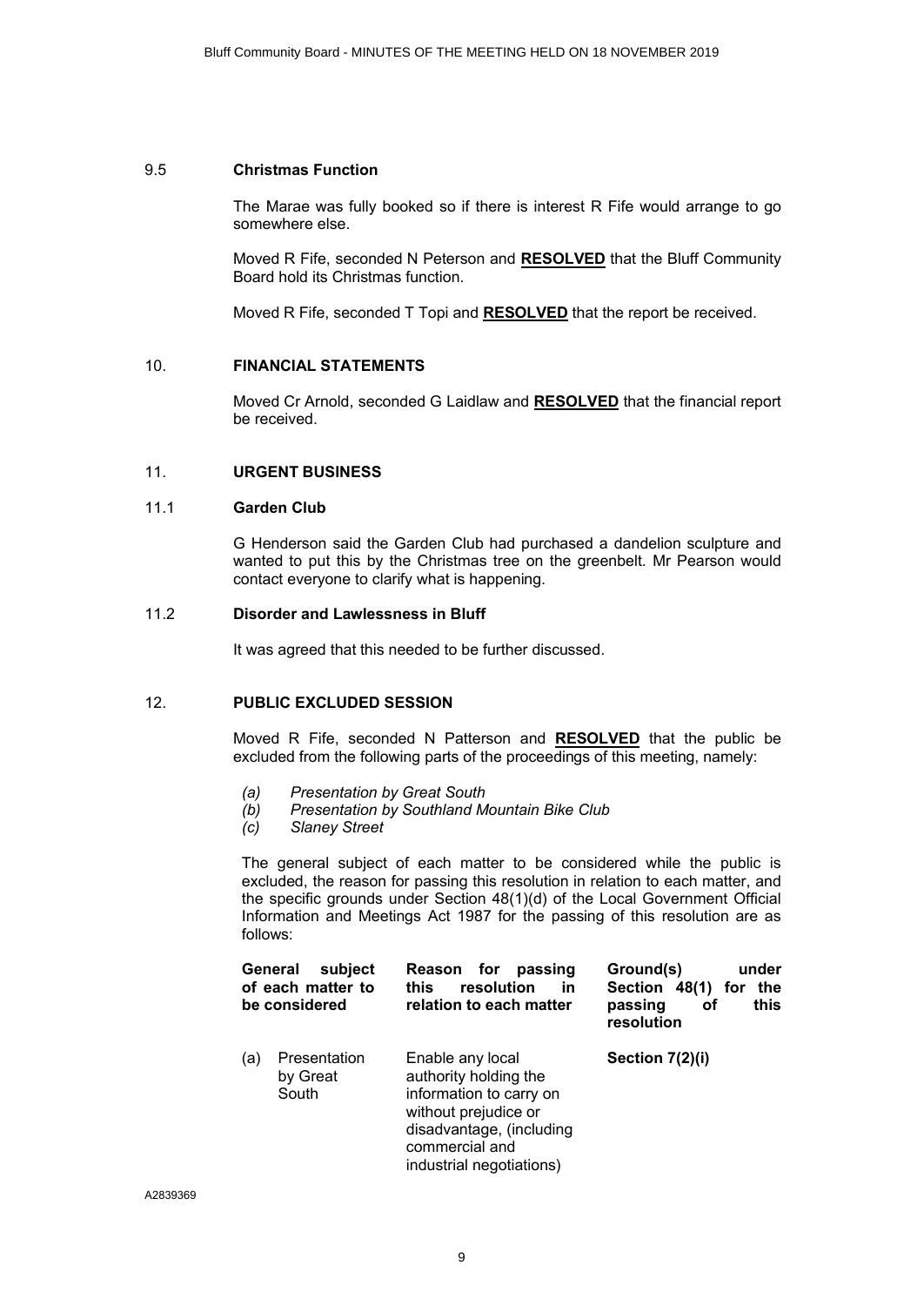## 9.5 Christmas Function

The Marae was fully booked so if there is interest R Fife would arrange to go somewhere else.

Moved R Fife, seconded N Peterson and **RESOLVED** that the Bluff Community Board hold its Christmas function.

Moved R Fife, seconded T Topi and **RESOLVED** that the report be received.

## 10. FINANCIAL STATEMENTS

Moved Cr Arnold, seconded G Laidlaw and **RESOLVED** that the financial report be received.

## 11. URGENT BUSINESS

### 11.1 Garden Club

G Henderson said the Garden Club had purchased a dandelion sculpture and wanted to put this by the Christmas tree on the greenbelt. Mr Pearson would contact everyone to clarify what is happening.

### 11.2 Disorder and Lawlessness in Bluff

It was agreed that this needed to be further discussed.

## 12. PUBLIC EXCLUDED SESSION

Moved R Fife, seconded N Patterson and **RESOLVED** that the public be excluded from the following parts of the proceedings of this meeting, namely:

*(a) Presentation by Great South*
*(b) Presentation by Southland Mountain Bike Club*
*(c) Slaney Street*

The general subject of each matter to be considered while the public is excluded, the reason for passing this resolution in relation to each matter, and the specific grounds under Section 48(1)(d) of the Local Government Official Information and Meetings Act 1987 for the passing of this resolution are as follows:

| General subject of each matter to be considered | Reason for passing this resolution in relation to each matter | Ground(s) under Section 48(1) for the passing of this resolution |
|---|---|---|
| (a) Presentation by Great South | Enable any local authority holding the information to carry on without prejudice or disadvantage, (including commercial and industrial negotiations) | **Section 7(2)(i)** |

A2839369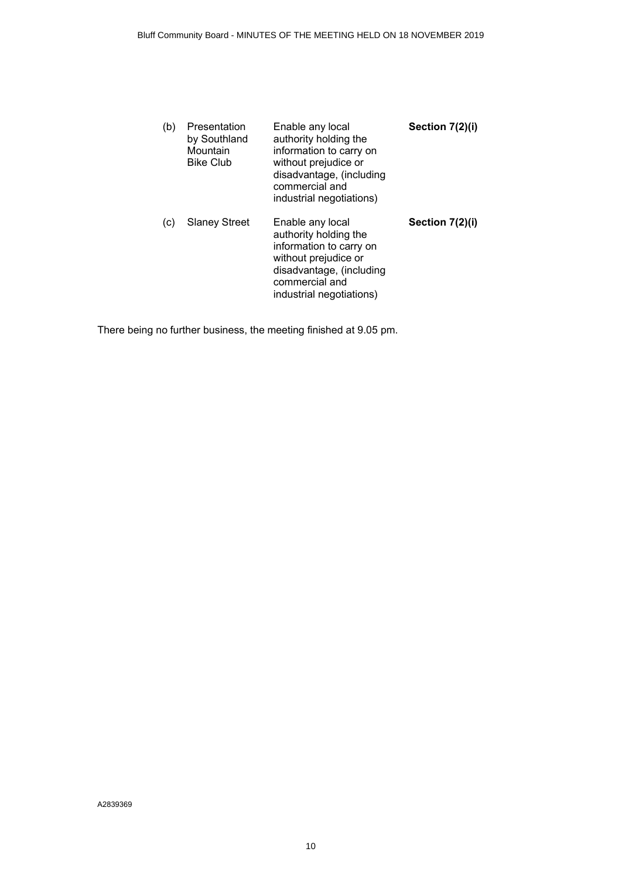| | | | |
|---|---|---|---|
| (b) | Presentation by Southland Mountain Bike Club | Enable any local authority holding the information to carry on without prejudice or disadvantage, (including commercial and industrial negotiations) | **Section 7(2)(i)** |
| (c) | Slaney Street | Enable any local authority holding the information to carry on without prejudice or disadvantage, (including commercial and industrial negotiations) | **Section 7(2)(i)** |

There being no further business, the meeting finished at 9.05 pm.

A2839369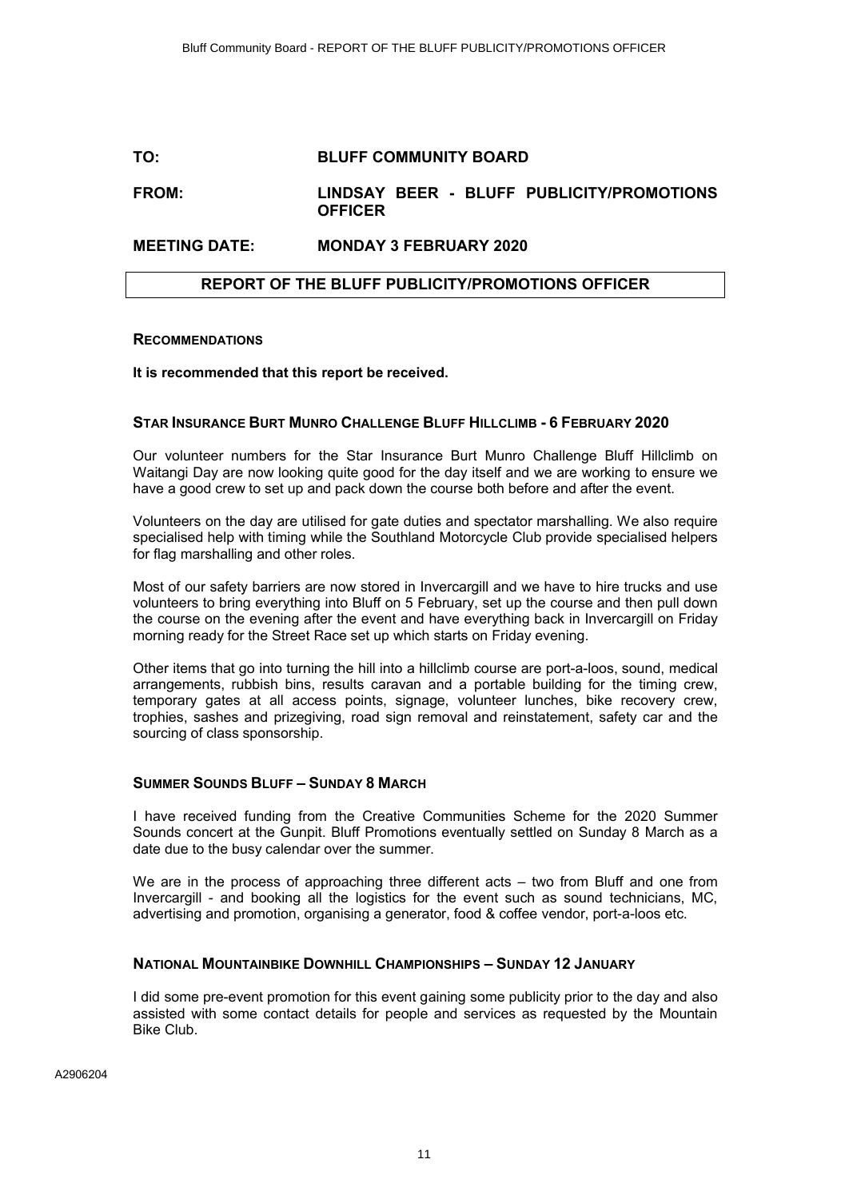**TO:** **BLUFF COMMUNITY BOARD**

**FROM:** **LINDSAY BEER - BLUFF PUBLICITY/PROMOTIONS OFFICER**

**MEETING DATE:** **MONDAY 3 FEBRUARY 2020**

## REPORT OF THE BLUFF PUBLICITY/PROMOTIONS OFFICER

### RECOMMENDATIONS

**It is recommended that this report be received.**

### STAR INSURANCE BURT MUNRO CHALLENGE BLUFF HILLCLIMB - 6 FEBRUARY 2020

Our volunteer numbers for the Star Insurance Burt Munro Challenge Bluff Hillclimb on Waitangi Day are now looking quite good for the day itself and we are working to ensure we have a good crew to set up and pack down the course both before and after the event.

Volunteers on the day are utilised for gate duties and spectator marshalling. We also require specialised help with timing while the Southland Motorcycle Club provide specialised helpers for flag marshalling and other roles.

Most of our safety barriers are now stored in Invercargill and we have to hire trucks and use volunteers to bring everything into Bluff on 5 February, set up the course and then pull down the course on the evening after the event and have everything back in Invercargill on Friday morning ready for the Street Race set up which starts on Friday evening.

Other items that go into turning the hill into a hillclimb course are port-a-loos, sound, medical arrangements, rubbish bins, results caravan and a portable building for the timing crew, temporary gates at all access points, signage, volunteer lunches, bike recovery crew, trophies, sashes and prizegiving, road sign removal and reinstatement, safety car and the sourcing of class sponsorship.

### SUMMER SOUNDS BLUFF – SUNDAY 8 MARCH

I have received funding from the Creative Communities Scheme for the 2020 Summer Sounds concert at the Gunpit. Bluff Promotions eventually settled on Sunday 8 March as a date due to the busy calendar over the summer.

We are in the process of approaching three different acts – two from Bluff and one from Invercargill - and booking all the logistics for the event such as sound technicians, MC, advertising and promotion, organising a generator, food & coffee vendor, port-a-loos etc.

### NATIONAL MOUNTAINBIKE DOWNHILL CHAMPIONSHIPS – SUNDAY 12 JANUARY

I did some pre-event promotion for this event gaining some publicity prior to the day and also assisted with some contact details for people and services as requested by the Mountain Bike Club.

A2906204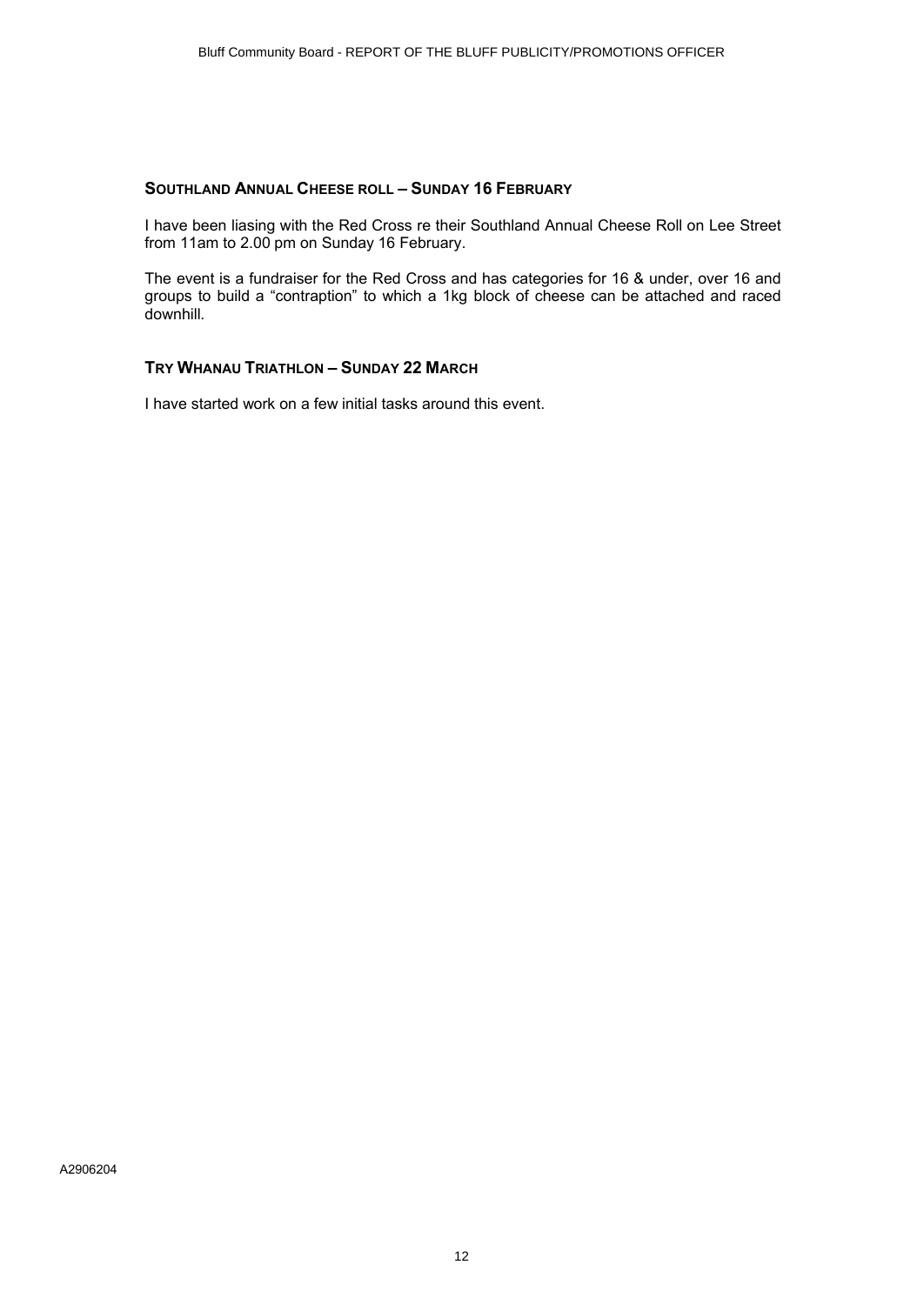## SOUTHLAND ANNUAL CHEESE ROLL – SUNDAY 16 FEBRUARY

I have been liasing with the Red Cross re their Southland Annual Cheese Roll on Lee Street from 11am to 2.00 pm on Sunday 16 February.

The event is a fundraiser for the Red Cross and has categories for 16 & under, over 16 and groups to build a "contraption" to which a 1kg block of cheese can be attached and raced downhill.

## TRY WHANAU TRIATHLON – SUNDAY 22 MARCH

I have started work on a few initial tasks around this event.

A2906204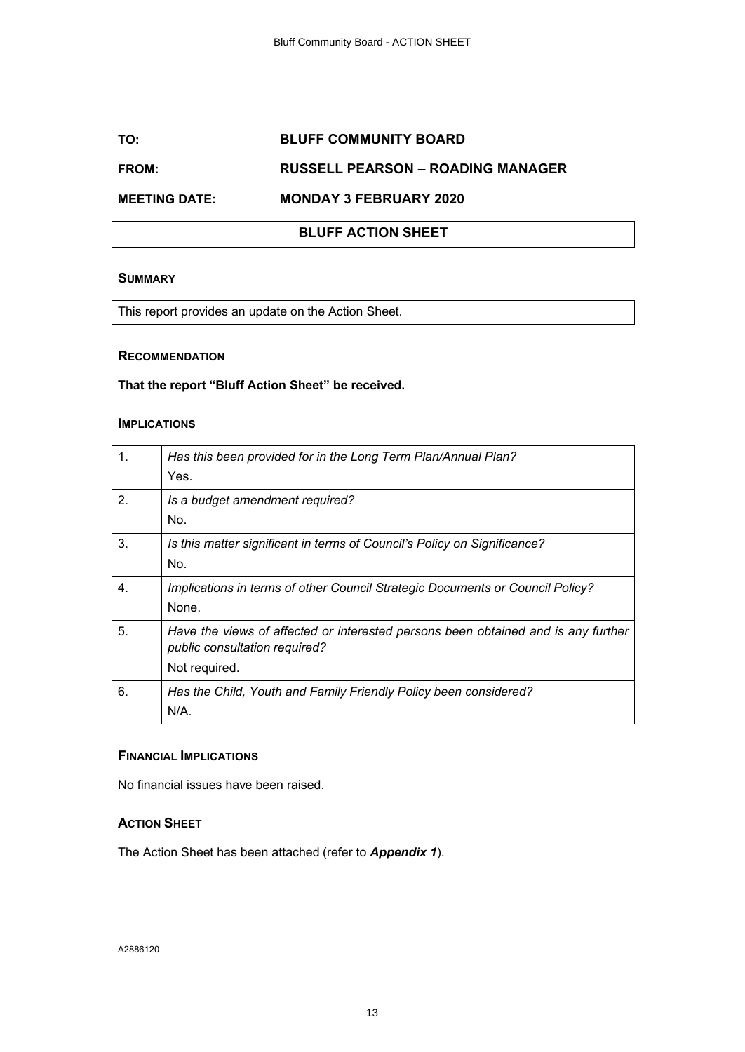**TO:** **BLUFF COMMUNITY BOARD**

**FROM:** **RUSSELL PEARSON – ROADING MANAGER**

**MEETING DATE:** **MONDAY 3 FEBRUARY 2020**

## BLUFF ACTION SHEET

### SUMMARY

This report provides an update on the Action Sheet.

### RECOMMENDATION

**That the report "Bluff Action Sheet" be received.**

### IMPLICATIONS

| | |
|---|---|
| 1. | *Has this been provided for in the Long Term Plan/Annual Plan?*<br>Yes. |
| 2. | *Is a budget amendment required?*<br>No. |
| 3. | *Is this matter significant in terms of Council's Policy on Significance?*<br>No. |
| 4. | *Implications in terms of other Council Strategic Documents or Council Policy?*<br>None. |
| 5. | *Have the views of affected or interested persons been obtained and is any further public consultation required?*<br>Not required. |
| 6. | *Has the Child, Youth and Family Friendly Policy been considered?*<br>N/A. |

### FINANCIAL IMPLICATIONS

No financial issues have been raised.

### ACTION SHEET

The Action Sheet has been attached (refer to ***Appendix 1***).

A2886120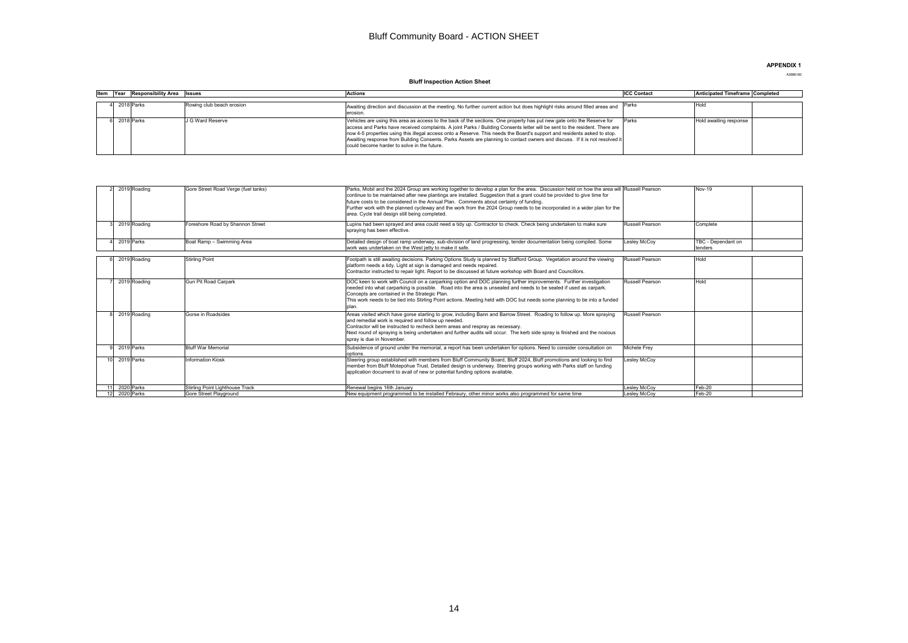# Bluff Community Board - ACTION SHEET

**APPENDIX 1**

A2696182

**Bluff Inspection Action Sheet**

| Item | Year | Responsibility Area | Issues | Actions | ICC Contact | Anticipated Timeframe | Completed |
|---|---|---|---|---|---|---|---|
| 4 | 2018 | Parks | Rowing club beach erosion | Awaiting direction and discussion at the meeting. No further current action but does highlight risks around filled areas and erosion. | Parks | Hold | |
| 6 | 2018 | Parks | J G Ward Reserve | Vehicles are using this area as access to the back of the sections. One property has put new gate onto the Reserve for access and Parks have received complaints. A joint Parks / Building Consents letter will be sent to the resident. There are now 4-5 properties using this illegal access onto a Reserve. This needs the Board's support and residents asked to stop. Awaiting response from Building Consents. Parks Assets are planning to contact owners and discuss. If it is not resolved it could become harder to solve in the future. | Parks | Hold awaiting response | |
| 2 | 2019 | Roading | Gore Street Road Verge (fuel tanks) | Parks, Mobil and the 2024 Group are working together to develop a plan for the area. Discussion held on how the area will continue to be maintained after new plantings are installed. Suggestion that a grant could be provided to give time for future costs to be considered in the Annual Plan. Comments about certainty of funding. Further work with the planned cycleway and the work from the 2024 Group needs to be incorporated in a wider plan for the area. Cycle trail design still being completed. | Russell Pearson | Nov-19 | |
| 3 | 2019 | Roading | Foreshore Road by Shannon Street | Lupins had been sprayed and area could need a tidy up. Contractor to check. Check being undertaken to make sure spraying has been effective. | Russell Pearson | Complete | |
| 4 | 2019 | Parks | Boat Ramp – Swimming Area | Detailed design of boat ramp underway, sub-division of land progressing, tender documentation being compiled. Some work was undertaken on the West jetty to make it safe. | Lesley McCoy | TBC - Dependant on tenders | |
| 6 | 2019 | Roading | Stirling Point | Footpath is still awaiting decisions. Parking Options Study is planned by Stafford Group. Vegetation around the viewing platform needs a tidy. Light at sign is damaged and needs repaired. Contractor instructed to repair light. Report to be discussed at future workshop with Board and Councillors. | Russell Pearson | Hold | |
| 7 | 2019 | Roading | Gun Pit Road Carpark | DOC keen to work with Council on a carparking option and DOC planning further improvements. Further investigation needed into what carparking is possible. Road into the area is unsealed and needs to be sealed if used as carpark. Concepts are contained in the Strategic Plan. This work needs to be tied into Stirling Point actions. Meeting held with DOC but needs some planning to tie into a funded plan. | Russell Pearson | Hold | |
| 8 | 2019 | Roading | Gorse in Roadsides | Areas visited which have gorse starting to grow, including Bann and Barrow Street. Roading to follow up. More spraying and remedial work is required and follow up needed. Contractor will be instructed to recheck berm areas and respray as necessary. Next round of spraying is being undertaken and further audits will occur. The kerb side spray is finished and the noxious spray is due in November. | Russell Pearson | | |
| 9 | 2019 | Parks | Bluff War Memorial | Subsidence of ground under the memorial, a report has been undertaken for options. Need to consider consultation on options. | Michele Frey | | |
| 10 | 2019 | Parks | Information Kiosk | Steering group established with members from Bluff Community Board, Bluff 2024, Bluff promotions and looking to find member from Bluff Motepohue Trust. Detailed design is underway. Steering groups working with Parks staff on funding application document to avail of new or potential funding options available. | Lesley McCoy | | |
| 11 | 2020 | Parks | Stirling Point Lighthouse Track | Renewal begins 16th January | Lesley McCoy | Feb-20 | |
| 12 | 2020 | Parks | Gore Street Playground | New equipment programmed to be installed Febraury, other minor works also programmed for same time | Lesley McCoy | Feb-20 | |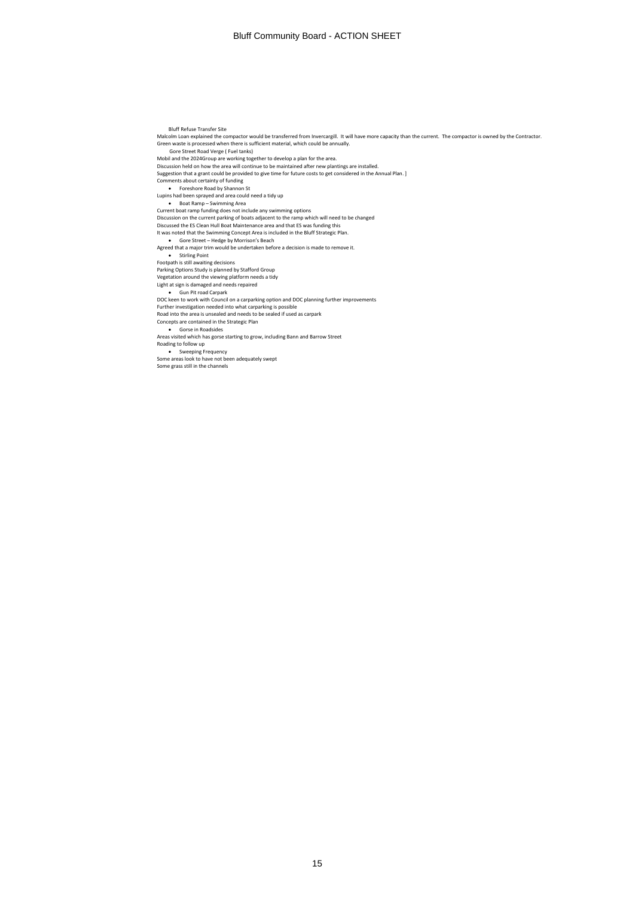# Bluff Community Board - ACTION SHEET

Bluff Refuse Transfer Site

Malcolm Loan explained the compactor would be transferred from Invercargill. It will have more capacity than the current. The compactor is owned by the Contractor.

Green waste is processed when there is sufficient material, which could be annually.

Gore Street Road Verge ( Fuel tanks)

Mobil and the 2024Group are working together to develop a plan for the area.

Discussion held on how the area will continue to be maintained after new plantings are installed.

Suggestion that a grant could be provided to give time for future costs to get considered in the Annual Plan. ]

Comments about certainty of funding

- Foreshore Road by Shannon St

Lupins had been sprayed and area could need a tidy up

- Boat Ramp – Swimming Area

Current boat ramp funding does not include any swimming options

Discussion on the current parking of boats adjacent to the ramp which will need to be changed

Discussed the ES Clean Hull Boat Maintenance area and that ES was funding this

It was noted that the Swimming Concept Area is included in the Bluff Strategic Plan.

- Gore Street – Hedge by Morrison's Beach

Agreed that a major trim would be undertaken before a decision is made to remove it.

- Stirling Point

Footpath is still awaiting decisions

Parking Options Study is planned by Stafford Group

Vegetation around the viewing platform needs a tidy

Light at sign is damaged and needs repaired

- Gun Pit road Carpark

DOC keen to work with Council on a carparking option and DOC planning further improvements

Further investigation needed into what carparking is possible

Road into the area is unsealed and needs to be sealed if used as carpark

Concepts are contained in the Strategic Plan

- Gorse in Roadsides

Areas visited which has gorse starting to grow, including Bann and Barrow Street

Roading to follow up

- Sweeping Frequency

Some areas look to have not been adequately swept

Some grass still in the channels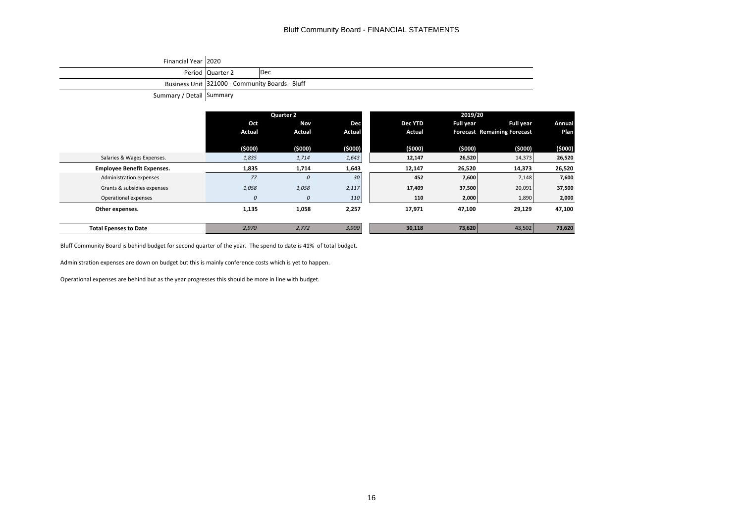# Bluff Community Board - FINANCIAL STATEMENTS

| | | |
|---|---|---|
| Financial Year | 2020 | |
| Period | Quarter 2 | Dec |
| Business Unit | 321000 - Community Boards - Bluff | |
| Summary / Detail | Summary | |

| | Quarter 2 | | | 2019/20 | | | |
|---|---|---|---|---|---|---|---|
| | Oct Actual | Nov Actual | Dec Actual | Dec YTD Actual | Full year Forecast | Full year Remaining Forecast | Annual Plan |
| | ($000) | ($000) | ($000) | ($000) | ($000) | ($000) | ($000) |
| Salaries & Wages Expenses. | 1,835 | 1,714 | 1,643 | 12,147 | 26,520 | 14,373 | 26,520 |
| **Employee Benefit Expenses.** | **1,835** | **1,714** | **1,643** | **12,147** | **26,520** | **14,373** | **26,520** |
| Administration expenses | 77 | 0 | 30 | 452 | 7,600 | 7,148 | 7,600 |
| Grants & subsidies expenses | 1,058 | 1,058 | 2,117 | 17,409 | 37,500 | 20,091 | 37,500 |
| Operational expenses | 0 | 0 | 110 | 110 | 2,000 | 1,890 | 2,000 |
| **Other expenses.** | **1,135** | **1,058** | **2,257** | **17,971** | **47,100** | **29,129** | **47,100** |
| **Total Epenses to Date** | 2,970 | 2,772 | 3,900 | 30,118 | 73,620 | 43,502 | 73,620 |

Bluff Community Board is behind budget for second quarter of the year. The spend to date is 41% of total budget.

Administration expenses are down on budget but this is mainly conference costs which is yet to happen.

Operational expenses are behind but as the year progresses this should be more in line with budget.